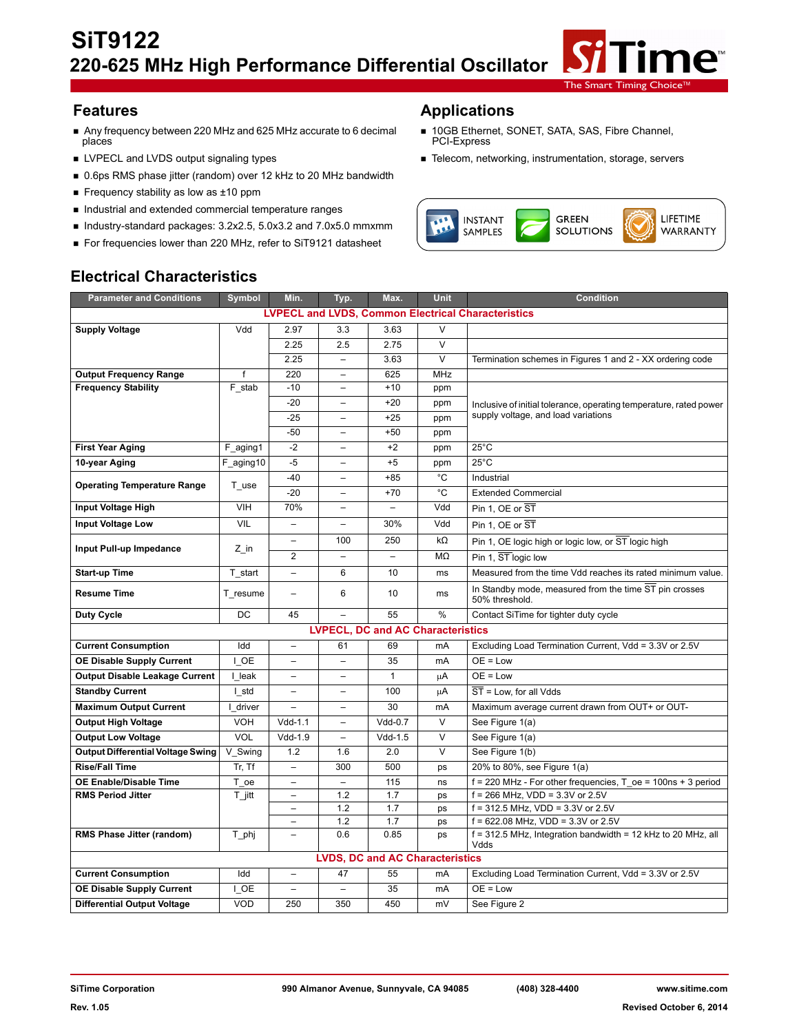# SiT9122

## 220-625 MHz High Performance Differential Oscillator

## Features

- Any frequency between 220 MHz and 625 MHz accurate to 6 decimal places
- LVPECL and LVDS output signaling types
- 0.6ps RMS phase jitter (random) over 12 kHz to 20 MHz bandwidth
- Frequency stability as low as ±10 ppm
- Industrial and extended commercial temperature ranges
- Industry-standard packages: 3.2x2.5, 5.0x3.2 and 7.0x5.0 mmxmm
- For frequencies lower than 220 MHz, refer to SiT9121 datasheet

## Applications

- 10GB Ethernet, SONET, SATA, SAS, Fibre Channel, PCI-Express
- Telecom, networking, instrumentation, storage, servers

INSTANT SAMPLES | GREEN SOLUTIONS | LIFETIME WARRANTY

## Electrical Characteristics

| Parameter and Conditions | Symbol | Min. | Typ. | Max. | Unit | Condition |
|---|---|---|---|---|---|---|
| **LVPECL and LVDS, Common Electrical Characteristics** | | | | | | |
| **Supply Voltage** | Vdd | 2.97 | 3.3 | 3.63 | V | |
| | | 2.25 | 2.5 | 2.75 | V | |
| | | 2.25 | – | 3.63 | V | Termination schemes in Figures 1 and 2 - XX ordering code |
| **Output Frequency Range** | f | 220 | – | 625 | MHz | |
| **Frequency Stability** | F_stab | -10 | – | +10 | ppm | Inclusive of initial tolerance, operating temperature, rated power supply voltage, and load variations |
| | | -20 | – | +20 | ppm | |
| | | -25 | – | +25 | ppm | |
| | | -50 | – | +50 | ppm | |
| **First Year Aging** | F_aging1 | -2 | – | +2 | ppm | 25°C |
| **10-year Aging** | F_aging10 | -5 | – | +5 | ppm | 25°C |
| **Operating Temperature Range** | T_use | -40 | – | +85 | °C | Industrial |
| | | -20 | – | +70 | °C | Extended Commercial |
| **Input Voltage High** | VIH | 70% | – | – | Vdd | Pin 1, OE or $\overline{ST}$ |
| **Input Voltage Low** | VIL | – | – | 30% | Vdd | Pin 1, OE or $\overline{ST}$ |
| **Input Pull-up Impedance** | Z_in | – | 100 | 250 | kΩ | Pin 1, OE logic high or logic low, or $\overline{ST}$ logic high |
| | | 2 | – | – | MΩ | Pin 1, $\overline{ST}$ logic low |
| **Start-up Time** | T_start | – | 6 | 10 | ms | Measured from the time Vdd reaches its rated minimum value. |
| **Resume Time** | T_resume | – | 6 | 10 | ms | In Standby mode, measured from the time $\overline{ST}$ pin crosses 50% threshold. |
| **Duty Cycle** | DC | 45 | – | 55 | % | Contact SiTime for tighter duty cycle |
| **LVPECL, DC and AC Characteristics** | | | | | | |
| **Current Consumption** | Idd | – | 61 | 69 | mA | Excluding Load Termination Current, Vdd = 3.3V or 2.5V |
| **OE Disable Supply Current** | I_OE | – | – | 35 | mA | OE = Low |
| **Output Disable Leakage Current** | I_leak | – | – | 1 | µA | OE = Low |
| **Standby Current** | I_std | – | – | 100 | µA | $\overline{ST}$ = Low, for all Vdds |
| **Maximum Output Current** | I_driver | – | – | 30 | mA | Maximum average current drawn from OUT+ or OUT- |
| **Output High Voltage** | VOH | Vdd-1.1 | – | Vdd-0.7 | V | See Figure 1(a) |
| **Output Low Voltage** | VOL | Vdd-1.9 | – | Vdd-1.5 | V | See Figure 1(a) |
| **Output Differential Voltage Swing** | V_Swing | 1.2 | 1.6 | 2.0 | V | See Figure 1(b) |
| **Rise/Fall Time** | Tr, Tf | – | 300 | 500 | ps | 20% to 80%, see Figure 1(a) |
| **OE Enable/Disable Time** | T_oe | – | – | 115 | ns | f = 220 MHz - For other frequencies, T_oe = 100ns + 3 period |
| **RMS Period Jitter** | T_jitt | – | 1.2 | 1.7 | ps | f = 266 MHz, VDD = 3.3V or 2.5V |
| | | – | 1.2 | 1.7 | ps | f = 312.5 MHz, VDD = 3.3V or 2.5V |
| | | – | 1.2 | 1.7 | ps | f = 622.08 MHz, VDD = 3.3V or 2.5V |
| **RMS Phase Jitter (random)** | T_phj | – | 0.6 | 0.85 | ps | f = 312.5 MHz, Integration bandwidth = 12 kHz to 20 MHz, all Vdds |
| **LVDS, DC and AC Characteristics** | | | | | | |
| **Current Consumption** | Idd | – | 47 | 55 | mA | Excluding Load Termination Current, Vdd = 3.3V or 2.5V |
| **OE Disable Supply Current** | I_OE | – | – | 35 | mA | OE = Low |
| **Differential Output Voltage** | VOD | 250 | 350 | 450 | mV | See Figure 2 |

SiTime Corporation | 990 Almanor Avenue, Sunnyvale, CA 94085 | (408) 328-4400 | www.sitime.com

Rev. 1.05 | Revised October 6, 2014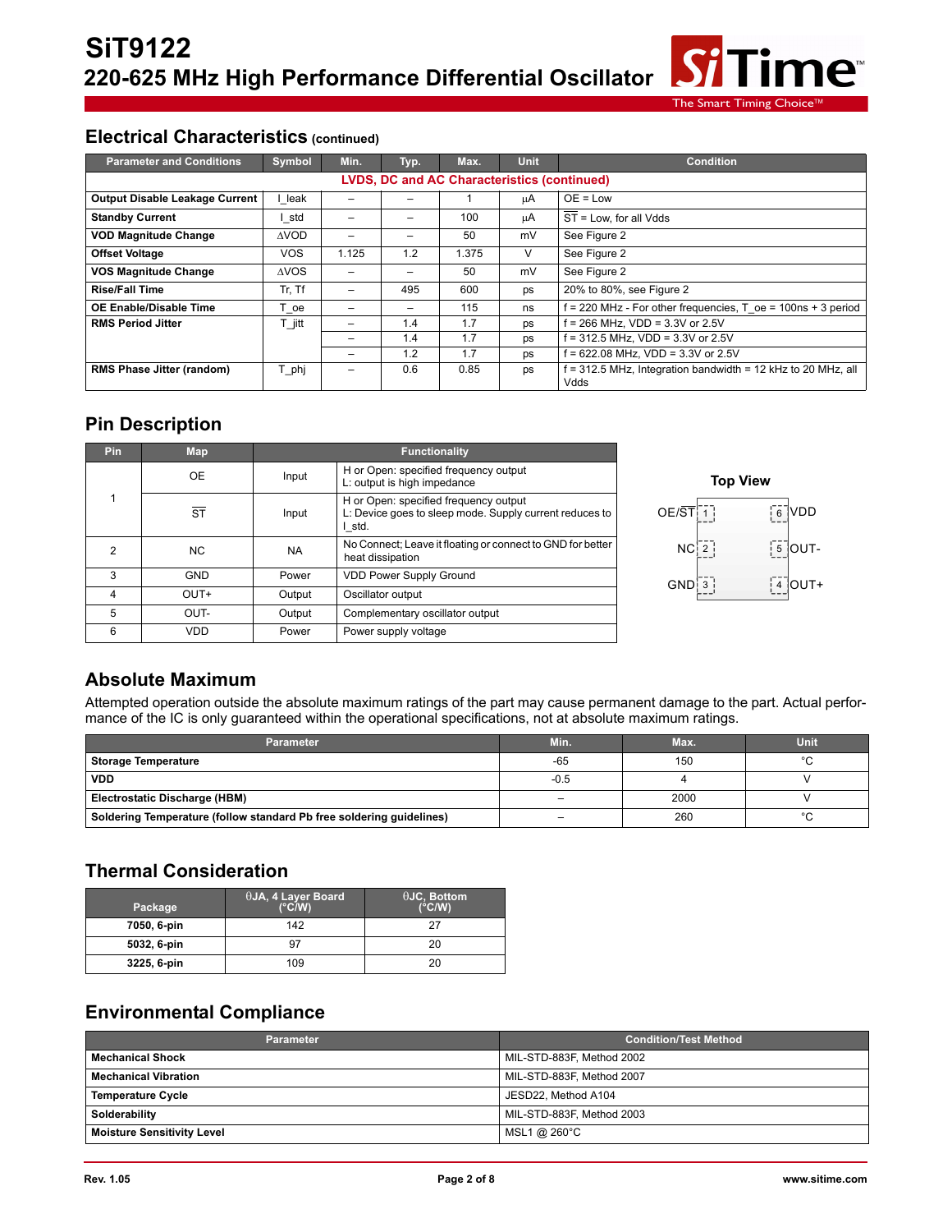## Electrical Characteristics (continued)

| Parameter and Conditions | Symbol | Min. | Typ. | Max. | Unit | Condition |
|---|---|---|---|---|---|---|
| **LVDS, DC and AC Characteristics (continued)** | | | | | | |
| **Output Disable Leakage Current** | I_leak | – | – | 1 | µA | OE = Low |
| **Standby Current** | I_std | – | – | 100 | µA | $\overline{ST}$ = Low, for all Vdds |
| **VOD Magnitude Change** | ΔVOD | – | – | 50 | mV | See Figure 2 |
| **Offset Voltage** | VOS | 1.125 | 1.2 | 1.375 | V | See Figure 2 |
| **VOS Magnitude Change** | ΔVOS | – | – | 50 | mV | See Figure 2 |
| **Rise/Fall Time** | Tr, Tf | – | 495 | 600 | ps | 20% to 80%, see Figure 2 |
| **OE Enable/Disable Time** | T_oe | – | – | 115 | ns | f = 220 MHz - For other frequencies, T_oe = 100ns + 3 period |
| **RMS Period Jitter** | T_jitt | – | 1.4 | 1.7 | ps | f = 266 MHz, VDD = 3.3V or 2.5V |
| | | – | 1.4 | 1.7 | ps | f = 312.5 MHz, VDD = 3.3V or 2.5V |
| | | – | 1.2 | 1.7 | ps | f = 622.08 MHz, VDD = 3.3V or 2.5V |
| **RMS Phase Jitter (random)** | T_phj | – | 0.6 | 0.85 | ps | f = 312.5 MHz, Integration bandwidth = 12 kHz to 20 MHz, all Vdds |

## Pin Description

| Pin | Map | | Functionality |
|---|---|---|---|
| 1 | OE | Input | H or Open: specified frequency output<br>L: output is high impedance |
| | $\overline{ST}$ | Input | H or Open: specified frequency output<br>L: Device goes to sleep mode. Supply current reduces to I_std. |
| 2 | NC | NA | No Connect; Leave it floating or connect to GND for better heat dissipation |
| 3 | GND | Power | VDD Power Supply Ground |
| 4 | OUT+ | Output | Oscillator output |
| 5 | OUT- | Output | Complementary oscillator output |
| 6 | VDD | Power | Power supply voltage |

**Top View**

| Left | Pin | Pin | Right |
|---|---|---|---|
| OE/$\overline{ST}$ | 1 | 6 | VDD |
| NC | 2 | 5 | OUT- |
| GND | 3 | 4 | OUT+ |

## Absolute Maximum

Attempted operation outside the absolute maximum ratings of the part may cause permanent damage to the part. Actual performance of the IC is only guaranteed within the operational specifications, not at absolute maximum ratings.

| Parameter | Min. | Max. | Unit |
|---|---|---|---|
| **Storage Temperature** | -65 | 150 | °C |
| **VDD** | -0.5 | 4 | V |
| **Electrostatic Discharge (HBM)** | – | 2000 | V |
| **Soldering Temperature (follow standard Pb free soldering guidelines)** | – | 260 | °C |

## Thermal Consideration

| Package | θJA, 4 Layer Board (°C/W) | θJC, Bottom (°C/W) |
|---|---|---|
| **7050, 6-pin** | 142 | 27 |
| **5032, 6-pin** | 97 | 20 |
| **3225, 6-pin** | 109 | 20 |

## Environmental Compliance

| Parameter | Condition/Test Method |
|---|---|
| **Mechanical Shock** | MIL-STD-883F, Method 2002 |
| **Mechanical Vibration** | MIL-STD-883F, Method 2007 |
| **Temperature Cycle** | JESD22, Method A104 |
| **Solderability** | MIL-STD-883F, Method 2003 |
| **Moisture Sensitivity Level** | MSL1 @ 260°C |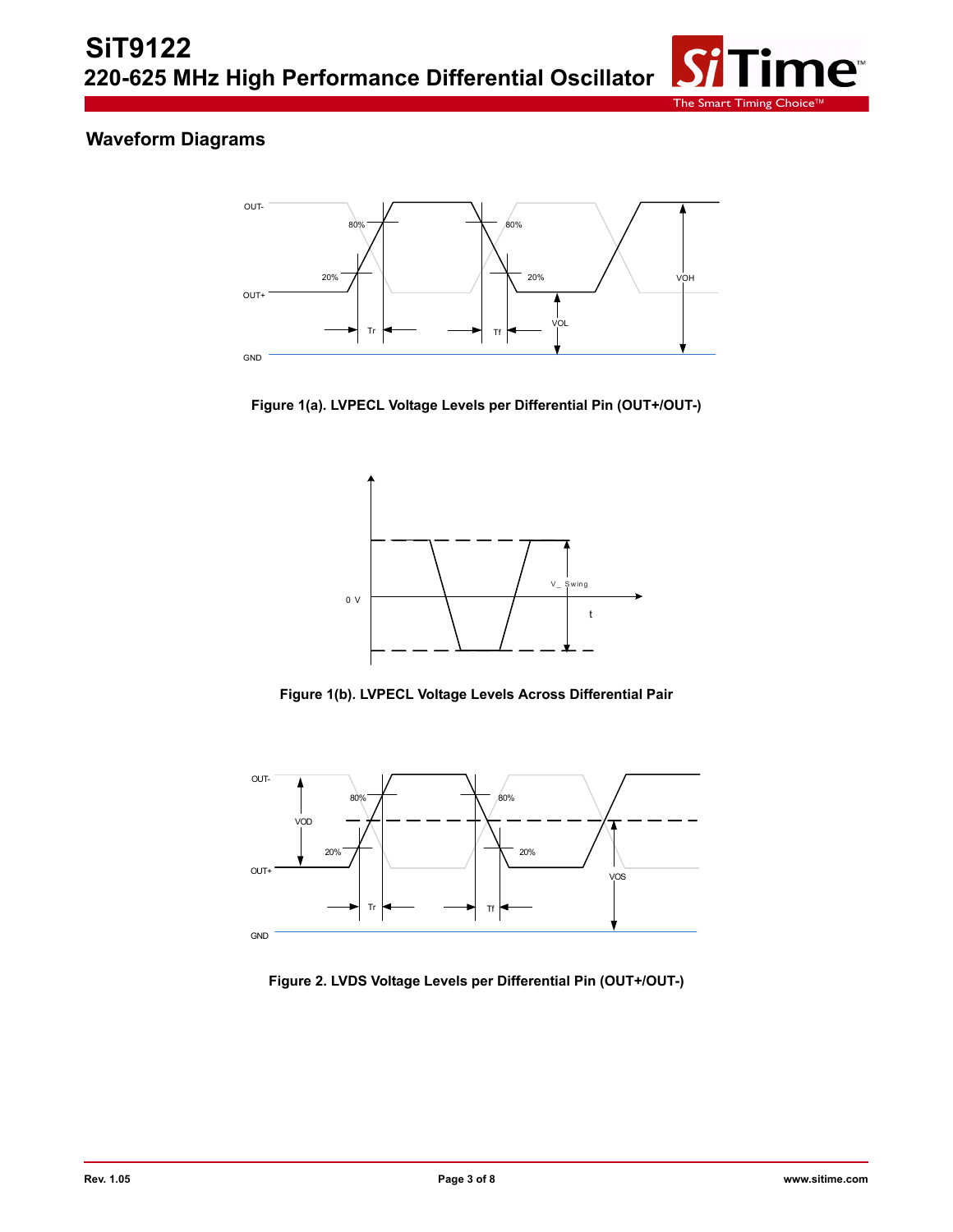## Waveform Diagrams

**Figure 1(a). LVPECL Voltage Levels per Differential Pin (OUT+/OUT-)**

**Figure 1(b). LVPECL Voltage Levels Across Differential Pair**

**Figure 2. LVDS Voltage Levels per Differential Pin (OUT+/OUT-)**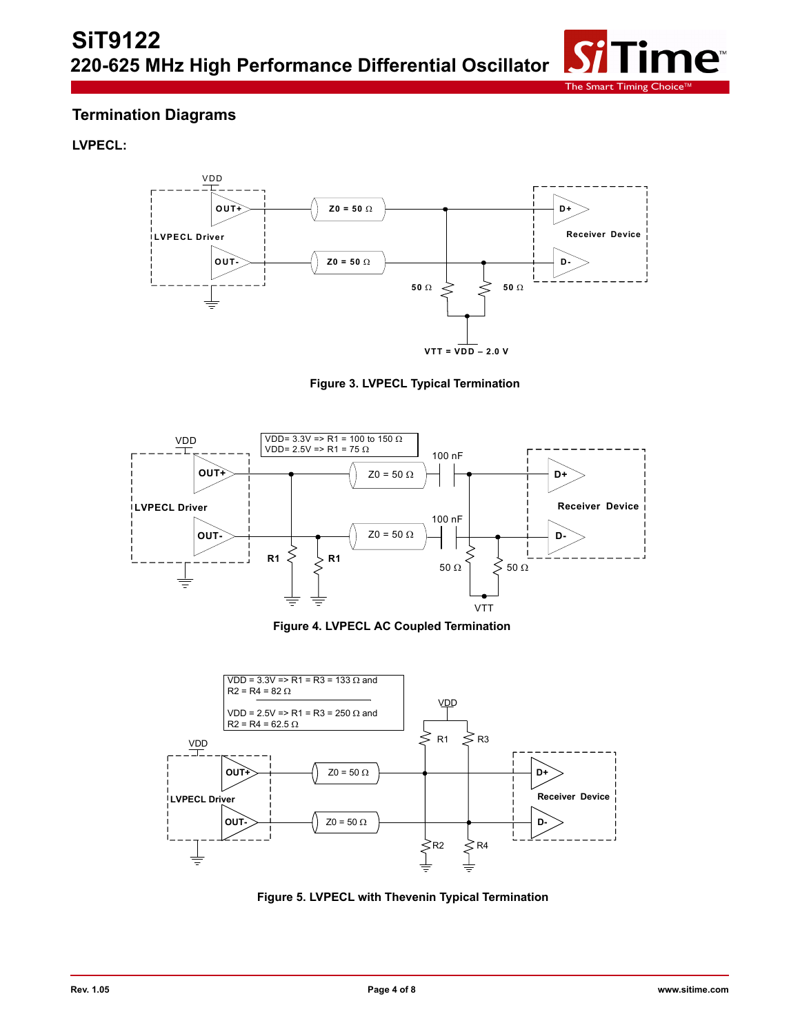## Termination Diagrams

### LVPECL:

Figure 3. LVPECL Typical Termination

Figure 4. LVPECL AC Coupled Termination

Figure 5. LVPECL with Thevenin Typical Termination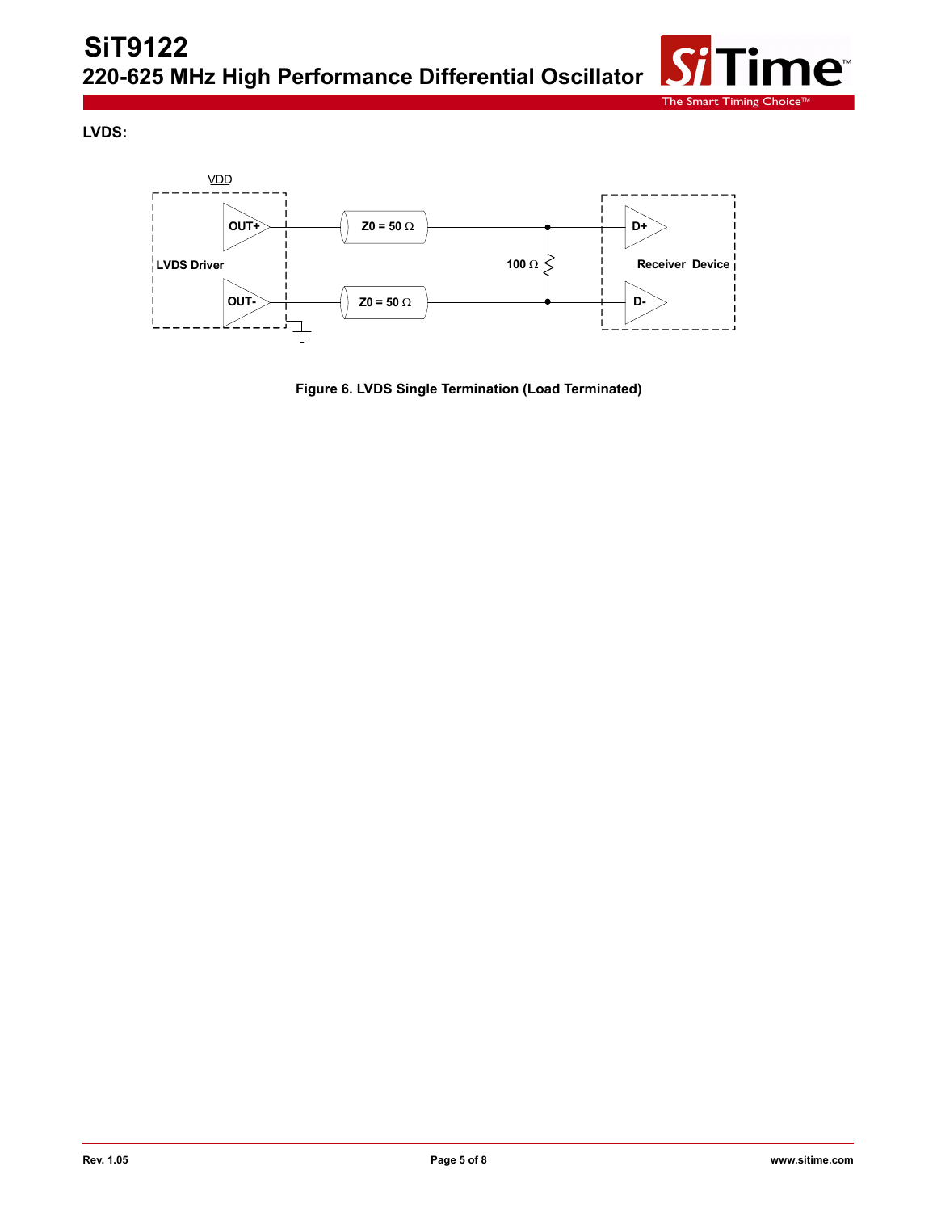**LVDS:**

Figure 6. LVDS Single Termination (Load Terminated)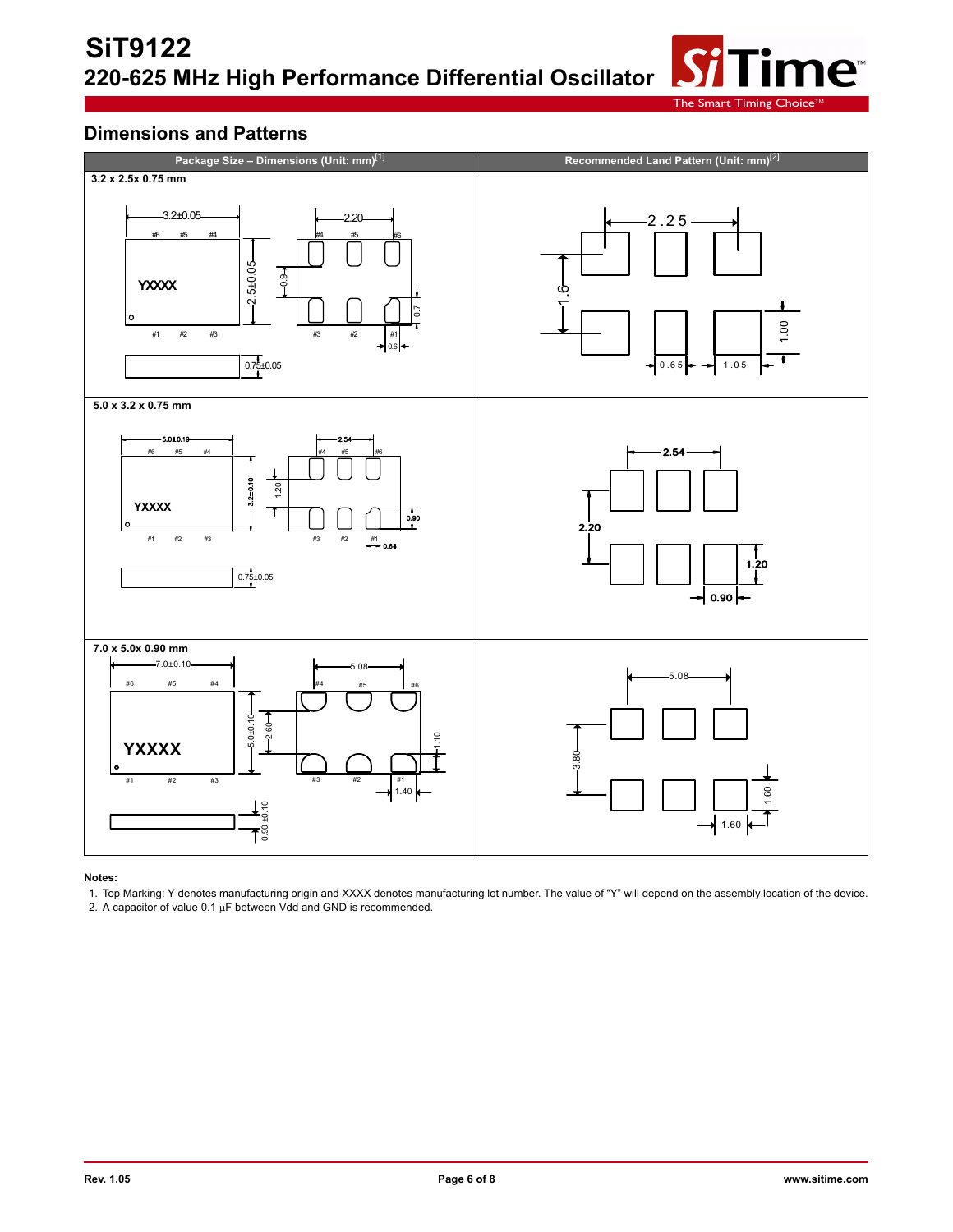## Dimensions and Patterns

| Package Size – Dimensions (Unit: mm)[1] | Recommended Land Pattern (Unit: mm)[2] |
|---|---|
| **3.2 x 2.5x 0.75 mm**<br>3.2±0.05, 2.5±0.05, 2.20, 0.9, 0.7, 0.6, 0.75±0.05<br>#6 #5 #4 / #1 #2 #3<br>YXXXX | 2.25, 1.6, 1.00, 0.65, 1.05 |
| **5.0 x 3.2 x 0.75 mm**<br>5.0±0.10, 3.2±0.10, 2.54, 1.20, 0.90, 0.64, 0.75±0.05<br>#6 #5 #4 / #1 #2 #3<br>YXXXX | 2.54, 2.20, 1.20, 0.90 |
| **7.0 x 5.0x 0.90 mm**<br>7.0±0.10, 5.0±0.10, 5.08, 2.60, 1.10, 1.40, 0.90 ±0.10<br>#6 #5 #4 / #1 #2 #3<br>YXXXX | 5.08, 3.80, 1.60, 1.60 |

**Notes:**

1. Top Marking: Y denotes manufacturing origin and XXXX denotes manufacturing lot number. The value of "Y" will depend on the assembly location of the device.
2. A capacitor of value 0.1 µF between Vdd and GND is recommended.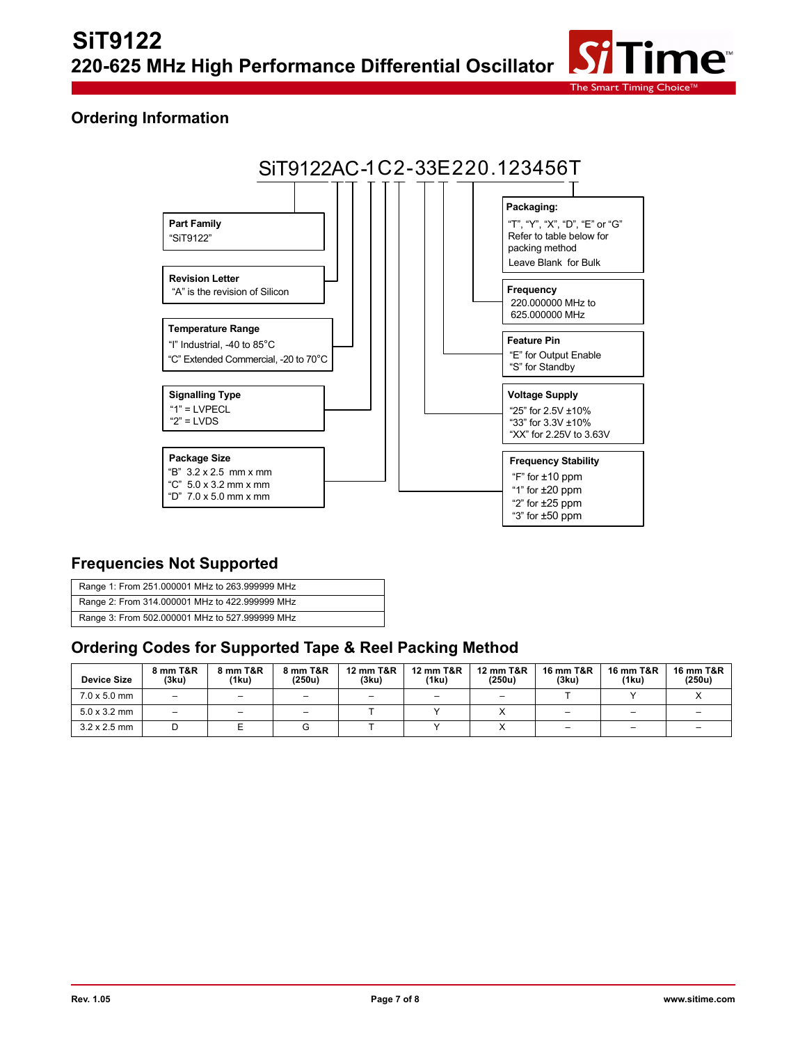## Ordering Information

SiT9122AC-1C2-33E220.123456T

**Part Family**
"SiT9122"

**Revision Letter**
"A" is the revision of Silicon

**Temperature Range**
"I" Industrial, -40 to 85°C
"C" Extended Commercial, -20 to 70°C

**Signalling Type**
"1" = LVPECL
"2" = LVDS

**Package Size**
"B" 3.2 x 2.5 mm x mm
"C" 5.0 x 3.2 mm x mm
"D" 7.0 x 5.0 mm x mm

**Packaging:**
"T", "Y", "X", "D", "E" or "G"
Refer to table below for packing method
Leave Blank for Bulk

**Frequency**
220.000000 MHz to 625.000000 MHz

**Feature Pin**
"E" for Output Enable
"S" for Standby

**Voltage Supply**
"25" for 2.5V ±10%
"33" for 3.3V ±10%
"XX" for 2.25V to 3.63V

**Frequency Stability**
"F" for ±10 ppm
"1" for ±20 ppm
"2" for ±25 ppm
"3" for ±50 ppm

## Frequencies Not Supported

| Range 1: From 251.000001 MHz to 263.999999 MHz |
|---|
| Range 2: From 314.000001 MHz to 422.999999 MHz |
| Range 3: From 502.000001 MHz to 527.999999 MHz |

## Ordering Codes for Supported Tape & Reel Packing Method

| Device Size | 8 mm T&R (3ku) | 8 mm T&R (1ku) | 8 mm T&R (250u) | 12 mm T&R (3ku) | 12 mm T&R (1ku) | 12 mm T&R (250u) | 16 mm T&R (3ku) | 16 mm T&R (1ku) | 16 mm T&R (250u) |
|---|---|---|---|---|---|---|---|---|---|
| 7.0 x 5.0 mm | – | – | – | – | – | – | T | Y | X |
| 5.0 x 3.2 mm | – | – | – | T | Y | X | – | – | – |
| 3.2 x 2.5 mm | D | E | G | T | Y | X | – | – | – |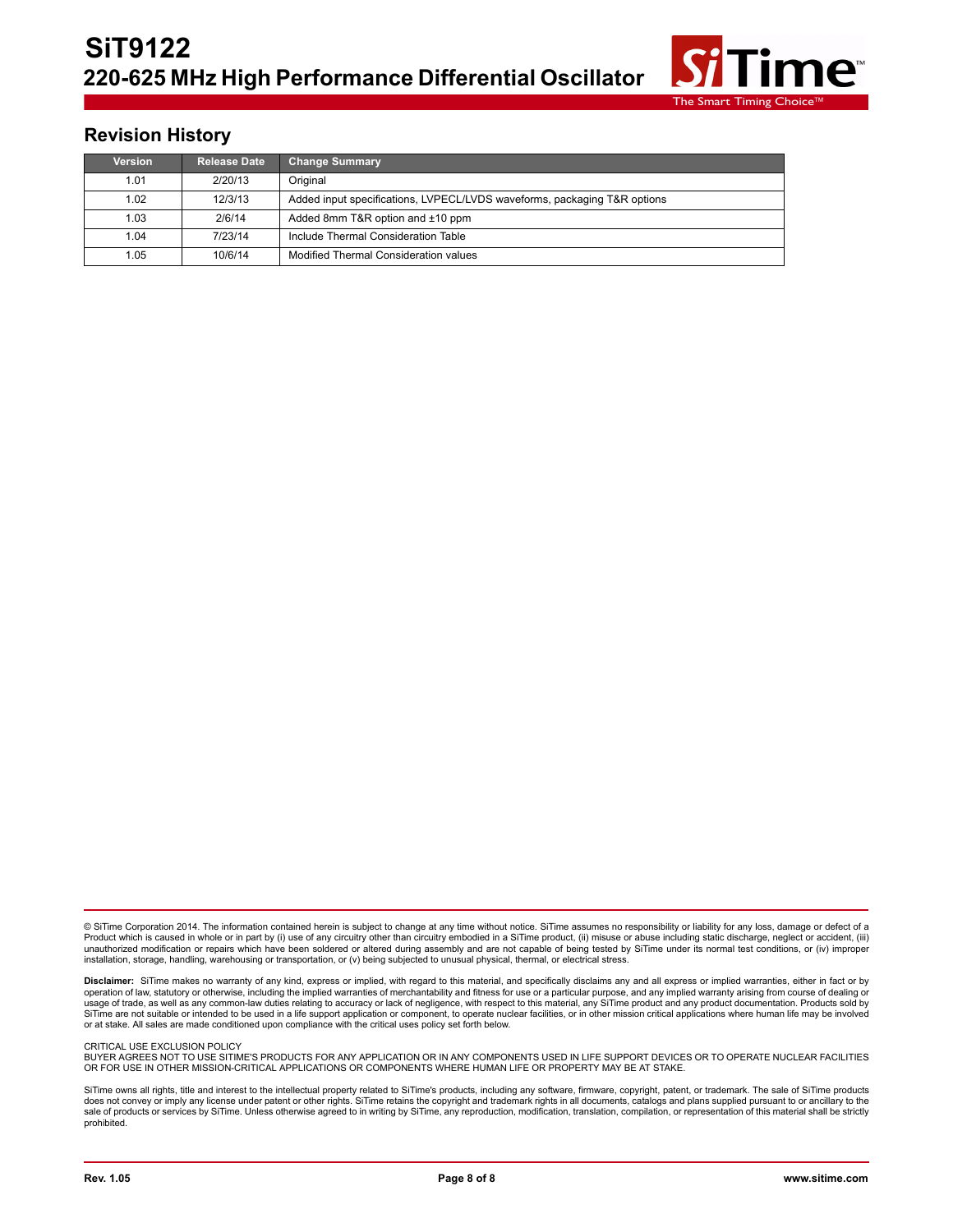## Revision History

| Version | Release Date | Change Summary |
|---|---|---|
| 1.01 | 2/20/13 | Original |
| 1.02 | 12/3/13 | Added input specifications, LVPECL/LVDS waveforms, packaging T&R options |
| 1.03 | 2/6/14 | Added 8mm T&R option and ±10 ppm |
| 1.04 | 7/23/14 | Include Thermal Consideration Table |
| 1.05 | 10/6/14 | Modified Thermal Consideration values |

© SiTime Corporation 2014. The information contained herein is subject to change at any time without notice. SiTime assumes no responsibility or liability for any loss, damage or defect of a Product which is caused in whole or in part by (i) use of any circuitry other than circuitry embodied in a SiTime product, (ii) misuse or abuse including static discharge, neglect or accident, (iii) unauthorized modification or repairs which have been soldered or altered during assembly and are not capable of being tested by SiTime under its normal test conditions, or (iv) improper installation, storage, handling, warehousing or transportation, or (v) being subjected to unusual physical, thermal, or electrical stress.

**Disclaimer:** SiTime makes no warranty of any kind, express or implied, with regard to this material, and specifically disclaims any and all express or implied warranties, either in fact or by operation of law, statutory or otherwise, including the implied warranties of merchantability and fitness for use or a particular purpose, and any implied warranty arising from course of dealing or usage of trade, as well as any common-law duties relating to accuracy or lack of negligence, with respect to this material, any SiTime product and any product documentation. Products sold by SiTime are not suitable or intended to be used in a life support application or component, to operate nuclear facilities, or in other mission critical applications where human life may be involved or at stake. All sales are made conditioned upon compliance with the critical uses policy set forth below.

CRITICAL USE EXCLUSION POLICY
BUYER AGREES NOT TO USE SITIME'S PRODUCTS FOR ANY APPLICATION OR IN ANY COMPONENTS USED IN LIFE SUPPORT DEVICES OR TO OPERATE NUCLEAR FACILITIES OR FOR USE IN OTHER MISSION-CRITICAL APPLICATIONS OR COMPONENTS WHERE HUMAN LIFE OR PROPERTY MAY BE AT STAKE.

SiTime owns all rights, title and interest to the intellectual property related to SiTime's products, including any software, firmware, copyright, patent, or trademark. The sale of SiTime products does not convey or imply any license under patent or other rights. SiTime retains the copyright and trademark rights in all documents, catalogs and plans supplied pursuant to or ancillary to the sale of products or services by SiTime. Unless otherwise agreed to in writing by SiTime, any reproduction, modification, translation, compilation, or representation of this material shall be strictly prohibited.